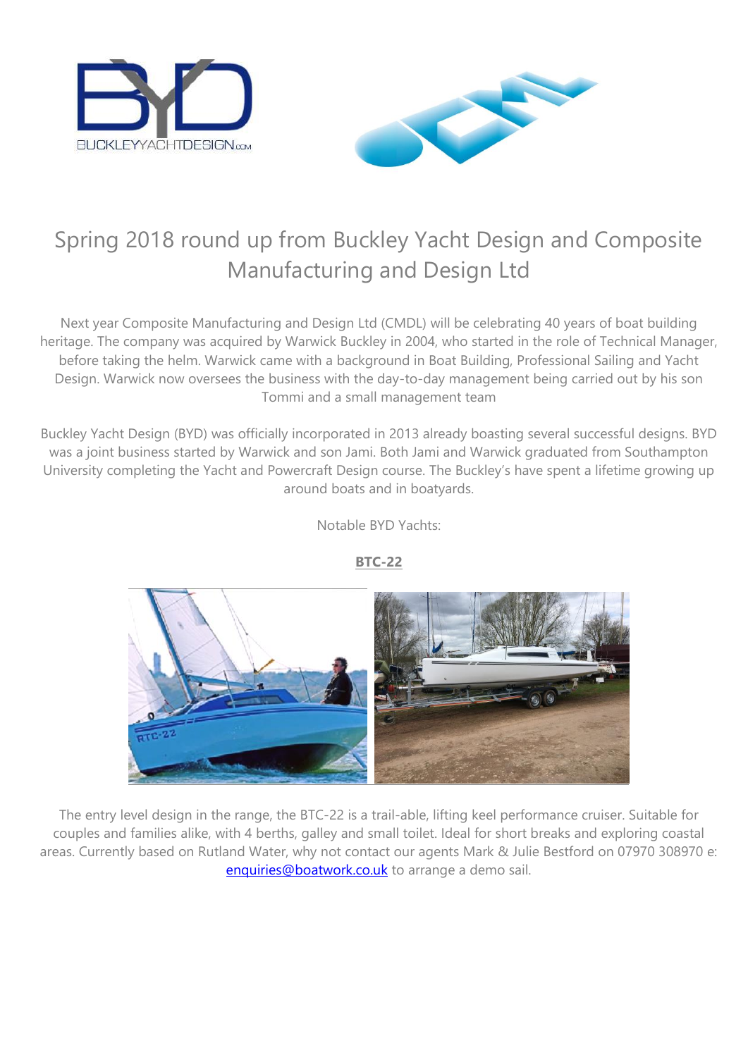# Spring 2018 round up from Buckley Yacht Design and Composite Manufacturing and Design Ltd

Next year Composite Manufacturing and Design Ltd (CMDL) will be celebrating 40 years of boat building heritage. The company was acquired by Warwick Buckley in 2004, who started in the role of Technical Manager, before taking the helm. Warwick came with a background in Boat Building, Professional Sailing and Yacht Design. Warwick now oversees the business with the day-to-day management being carried out by his son Tommi and a small management team

Buckley Yacht Design (BYD) was officially incorporated in 2013 already boasting several successful designs. BYD was a joint business started by Warwick and son Jami. Both Jami and Warwick graduated from Southampton University completing the Yacht and Powercraft Design course. The Buckley's have spent a lifetime growing up around boats and in boatyards.

Notable BYD Yachts:

**BTC-22**

The entry level design in the range, the BTC-22 is a trail-able, lifting keel performance cruiser. Suitable for couples and families alike, with 4 berths, galley and small toilet. Ideal for short breaks and exploring coastal areas. Currently based on Rutland Water, why not contact our agents Mark & Julie Bestford on 07970 308970 e: enquiries@boatwork.co.uk to arrange a demo sail.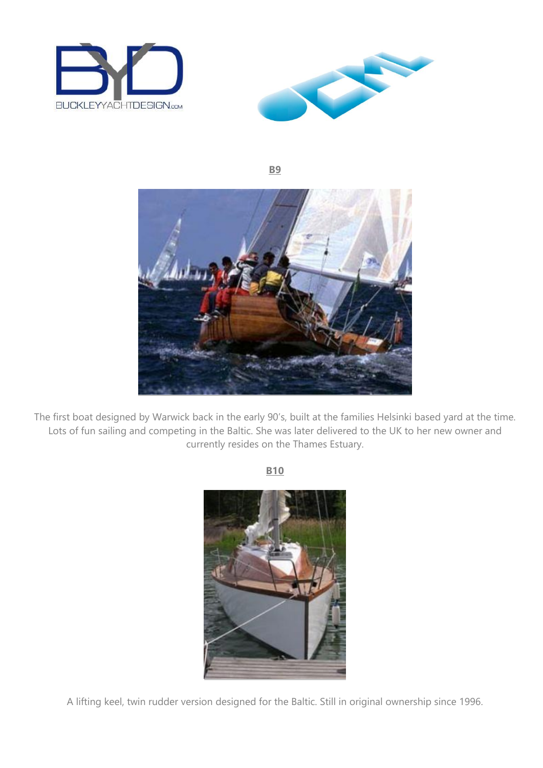**B9**

The first boat designed by Warwick back in the early 90's, built at the families Helsinki based yard at the time. Lots of fun sailing and competing in the Baltic. She was later delivered to the UK to her new owner and currently resides on the Thames Estuary.

**B10**

A lifting keel, twin rudder version designed for the Baltic. Still in original ownership since 1996.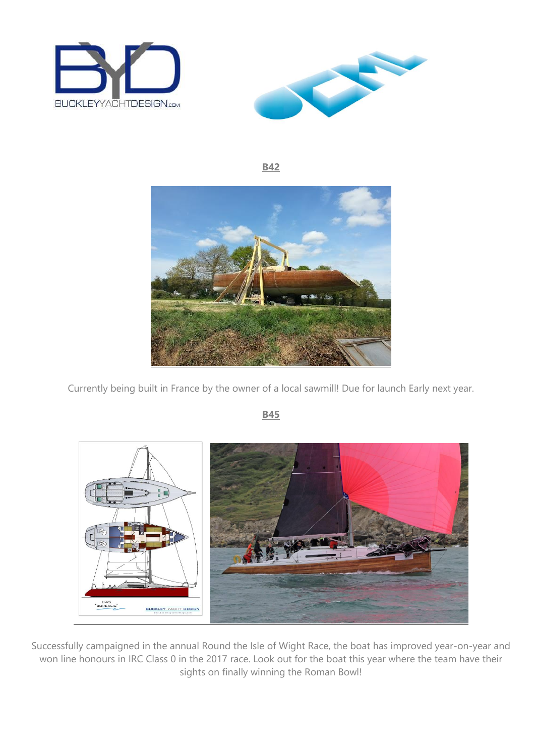**B42**

Currently being built in France by the owner of a local sawmill! Due for launch Early next year.

**B45**

Successfully campaigned in the annual Round the Isle of Wight Race, the boat has improved year-on-year and won line honours in IRC Class 0 in the 2017 race. Look out for the boat this year where the team have their sights on finally winning the Roman Bowl!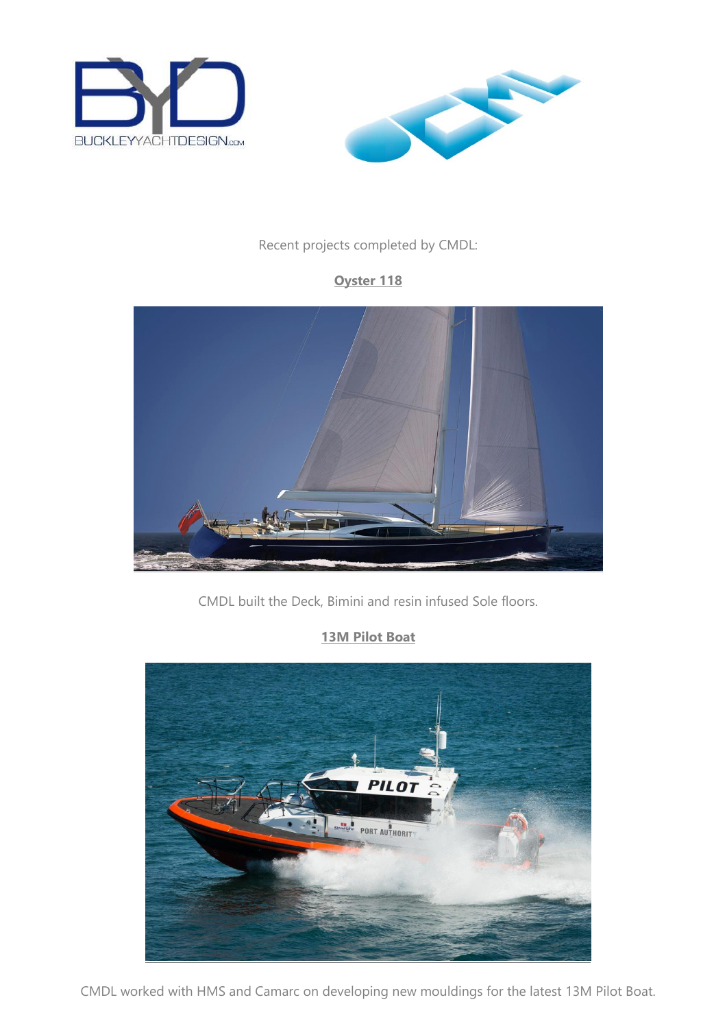Recent projects completed by CMDL:

**Oyster 118**

CMDL built the Deck, Bimini and resin infused Sole floors.

**13M Pilot Boat**

CMDL worked with HMS and Camarc on developing new mouldings for the latest 13M Pilot Boat.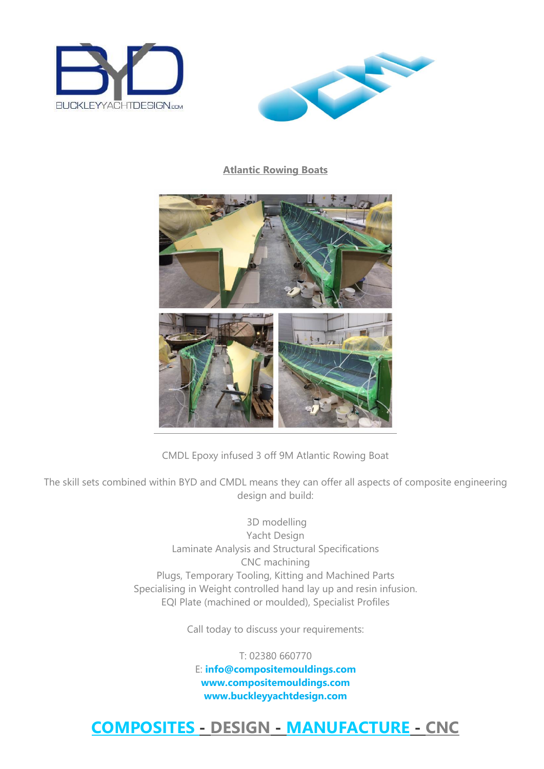**Atlantic Rowing Boats**

CMDL Epoxy infused 3 off 9M Atlantic Rowing Boat

The skill sets combined within BYD and CMDL means they can offer all aspects of composite engineering design and build:

3D modelling
Yacht Design
Laminate Analysis and Structural Specifications
CNC machining
Plugs, Temporary Tooling, Kitting and Machined Parts
Specialising in Weight controlled hand lay up and resin infusion.
EQI Plate (machined or moulded), Specialist Profiles

Call today to discuss your requirements:

T: 02380 660770
E: **info@compositemouldings.com**
**www.compositemouldings.com**
**www.buckleyyachtdesign.com**

## COMPOSITES - DESIGN - MANUFACTURE - CNC